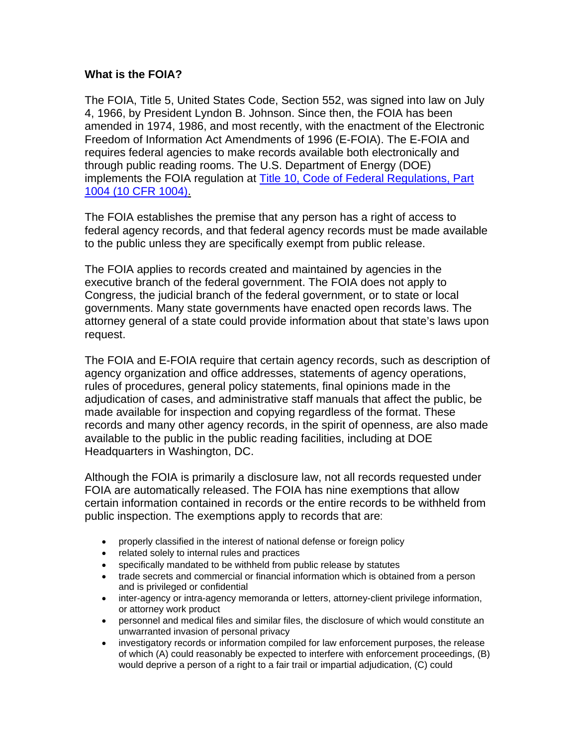**What is the FOIA?**

The FOIA, Title 5, United States Code, Section 552, was signed into law on July 4, 1966, by President Lyndon B. Johnson. Since then, the FOIA has been amended in 1974, 1986, and most recently, with the enactment of the Electronic Freedom of Information Act Amendments of 1996 (E-FOIA). The E-FOIA and requires federal agencies to make records available both electronically and through public reading rooms. The U.S. Department of Energy (DOE) implements the FOIA regulation at [Title 10, Code of Federal Regulations, Part 1004 (10 CFR 1004).]()

The FOIA establishes the premise that any person has a right of access to federal agency records, and that federal agency records must be made available to the public unless they are specifically exempt from public release.

The FOIA applies to records created and maintained by agencies in the executive branch of the federal government. The FOIA does not apply to Congress, the judicial branch of the federal government, or to state or local governments. Many state governments have enacted open records laws. The attorney general of a state could provide information about that state's laws upon request.

The FOIA and E-FOIA require that certain agency records, such as description of agency organization and office addresses, statements of agency operations, rules of procedures, general policy statements, final opinions made in the adjudication of cases, and administrative staff manuals that affect the public, be made available for inspection and copying regardless of the format. These records and many other agency records, in the spirit of openness, are also made available to the public in the public reading facilities, including at DOE Headquarters in Washington, DC.

Although the FOIA is primarily a disclosure law, not all records requested under FOIA are automatically released. The FOIA has nine exemptions that allow certain information contained in records or the entire records to be withheld from public inspection. The exemptions apply to records that are:

- properly classified in the interest of national defense or foreign policy
- related solely to internal rules and practices
- specifically mandated to be withheld from public release by statutes
- trade secrets and commercial or financial information which is obtained from a person and is privileged or confidential
- inter-agency or intra-agency memoranda or letters, attorney-client privilege information, or attorney work product
- personnel and medical files and similar files, the disclosure of which would constitute an unwarranted invasion of personal privacy
- investigatory records or information compiled for law enforcement purposes, the release of which (A) could reasonably be expected to interfere with enforcement proceedings, (B) would deprive a person of a right to a fair trail or impartial adjudication, (C) could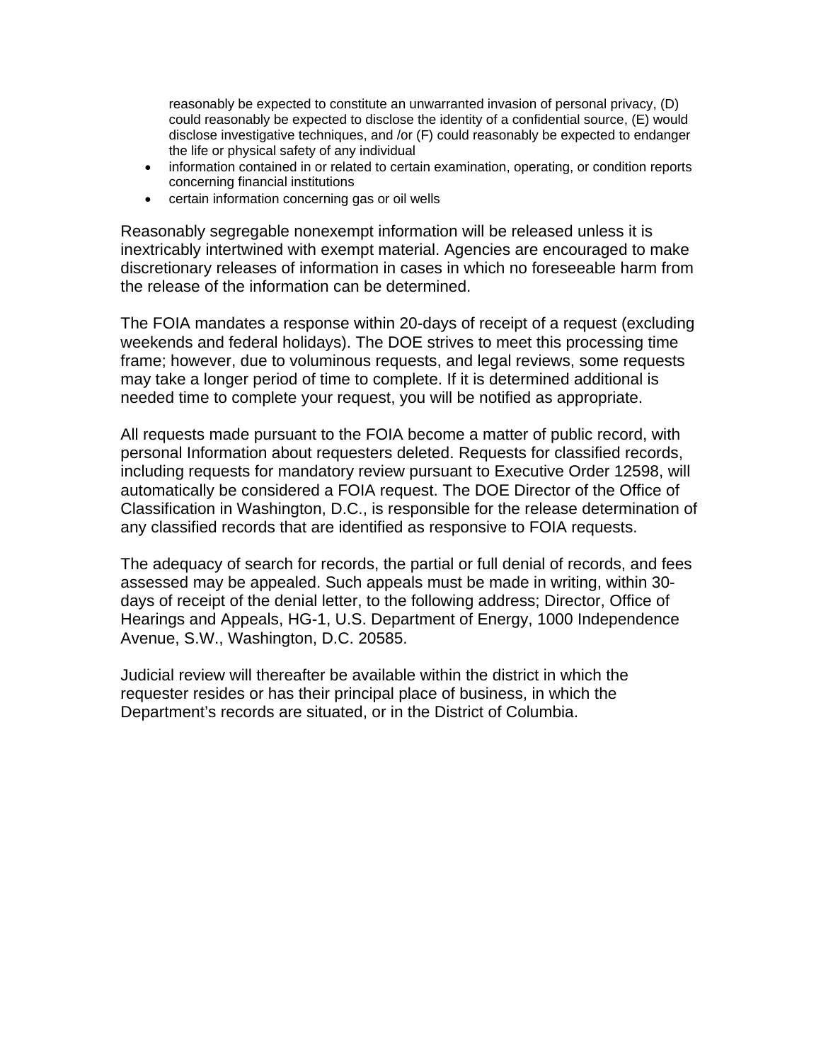reasonably be expected to constitute an unwarranted invasion of personal privacy, (D) could reasonably be expected to disclose the identity of a confidential source, (E) would disclose investigative techniques, and /or (F) could reasonably be expected to endanger the life or physical safety of any individual

- information contained in or related to certain examination, operating, or condition reports concerning financial institutions
- certain information concerning gas or oil wells

Reasonably segregable nonexempt information will be released unless it is inextricably intertwined with exempt material. Agencies are encouraged to make discretionary releases of information in cases in which no foreseeable harm from the release of the information can be determined.

The FOIA mandates a response within 20-days of receipt of a request (excluding weekends and federal holidays). The DOE strives to meet this processing time frame; however, due to voluminous requests, and legal reviews, some requests may take a longer period of time to complete. If it is determined additional is needed time to complete your request, you will be notified as appropriate.

All requests made pursuant to the FOIA become a matter of public record, with personal Information about requesters deleted. Requests for classified records, including requests for mandatory review pursuant to Executive Order 12598, will automatically be considered a FOIA request. The DOE Director of the Office of Classification in Washington, D.C., is responsible for the release determination of any classified records that are identified as responsive to FOIA requests.

The adequacy of search for records, the partial or full denial of records, and fees assessed may be appealed. Such appeals must be made in writing, within 30-days of receipt of the denial letter, to the following address; Director, Office of Hearings and Appeals, HG-1, U.S. Department of Energy, 1000 Independence Avenue, S.W., Washington, D.C. 20585.

Judicial review will thereafter be available within the district in which the requester resides or has their principal place of business, in which the Department's records are situated, or in the District of Columbia.